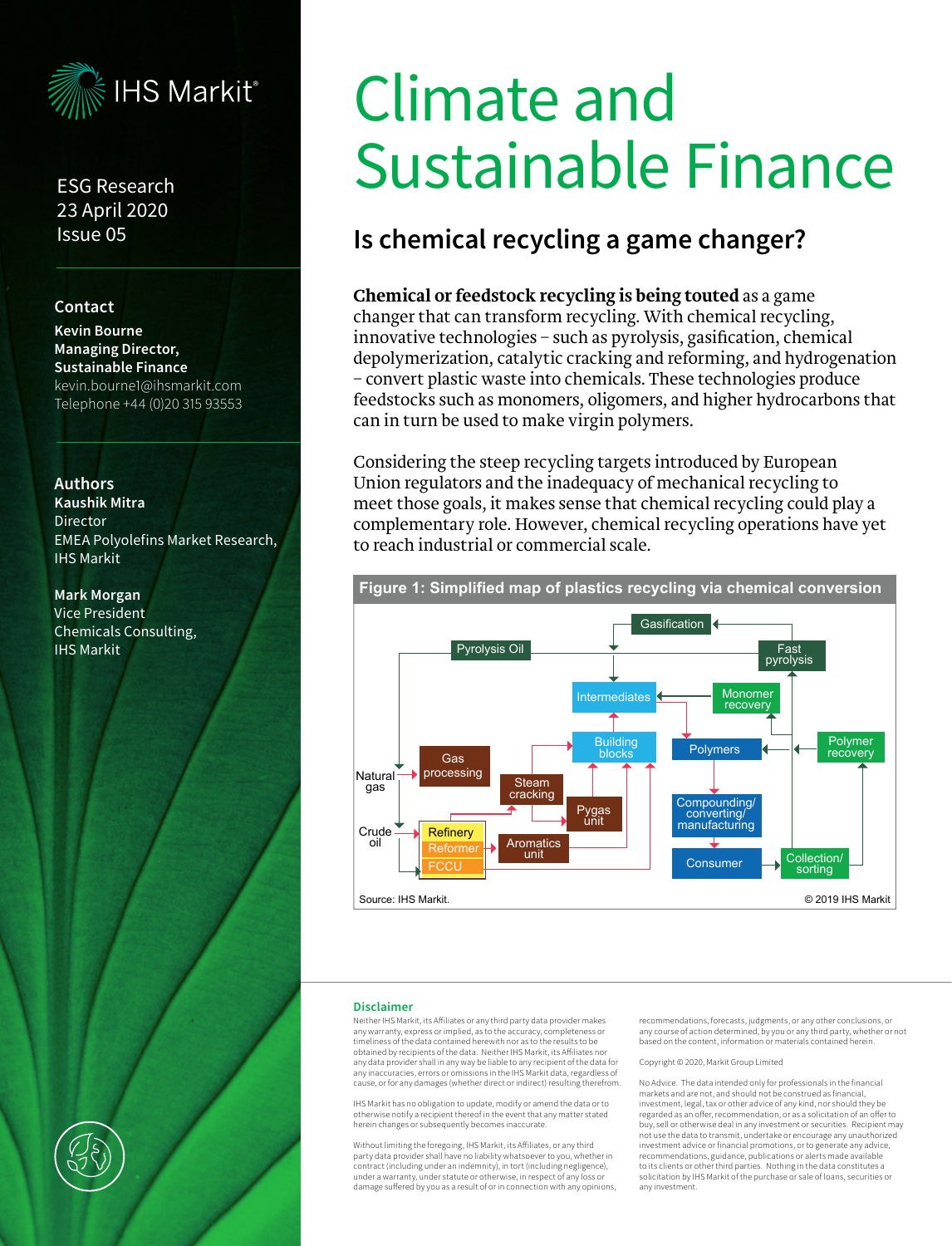ESG Research
23 April 2020
Issue 05

**Contact**

**Kevin Bourne**
**Managing Director, Sustainable Finance**
kevin.bourne1@ihsmarkit.com
Telephone +44 (0)20 315 93553

**Authors**

**Kaushik Mitra**
Director
EMEA Polyolefins Market Research, IHS Markit

**Mark Morgan**
Vice President
Chemicals Consulting, IHS Markit

# Climate and Sustainable Finance

## Is chemical recycling a game changer?

**Chemical or feedstock recycling is being touted** as a game changer that can transform recycling. With chemical recycling, innovative technologies – such as pyrolysis, gasification, chemical depolymerization, catalytic cracking and reforming, and hydrogenation – convert plastic waste into chemicals. These technologies produce feedstocks such as monomers, oligomers, and higher hydrocarbons that can in turn be used to make virgin polymers.

Considering the steep recycling targets introduced by European Union regulators and the inadequacy of mechanical recycling to meet those goals, it makes sense that chemical recycling could play a complementary role. However, chemical recycling operations have yet to reach industrial or commercial scale.

**Figure 1: Simplified map of plastics recycling via chemical conversion**

Source: IHS Markit. © 2019 IHS Markit

### Disclaimer

Neither IHS Markit, its Affiliates or any third party data provider makes any warranty, express or implied, as to the accuracy, completeness or timeliness of the data contained herewith nor as to the results to be obtained by recipients of the data. Neither IHS Markit, its Affiliates nor any data provider shall in any way be liable to any recipient of the data for any inaccuracies, errors or omissions in the IHS Markit data, regardless of cause, or for any damages (whether direct or indirect) resulting therefrom.

IHS Markit has no obligation to update, modify or amend the data or to otherwise notify a recipient thereof in the event that any matter stated herein changes or subsequently becomes inaccurate.

Without limiting the foregoing, IHS Markit, its Affiliates, or any third party data provider shall have no liability whatsoever to you, whether in contract (including under an indemnity), in tort (including negligence), under a warranty, under statute or otherwise, in respect of any loss or damage suffered by you as a result of or in connection with any opinions, recommendations, forecasts, judgments, or any other conclusions, or any course of action determined, by you or any third party, whether or not based on the content, information or materials contained herein.

Copyright © 2020, Markit Group Limited

No Advice. The data intended only for professionals in the financial markets and are not, and should not be construed as financial, investment, legal, tax or other advice of any kind, nor should they be regarded as an offer, recommendation, or as a solicitation of an offer to buy, sell or otherwise deal in any investment or securities. Recipient may not use the data to transmit, undertake or encourage any unauthorized investment advice or financial promotions, or to generate any advice, recommendations, guidance, publications or alerts made available to its clients or other third parties. Nothing in the data constitutes a solicitation by IHS Markit of the purchase or sale of loans, securities or any investment.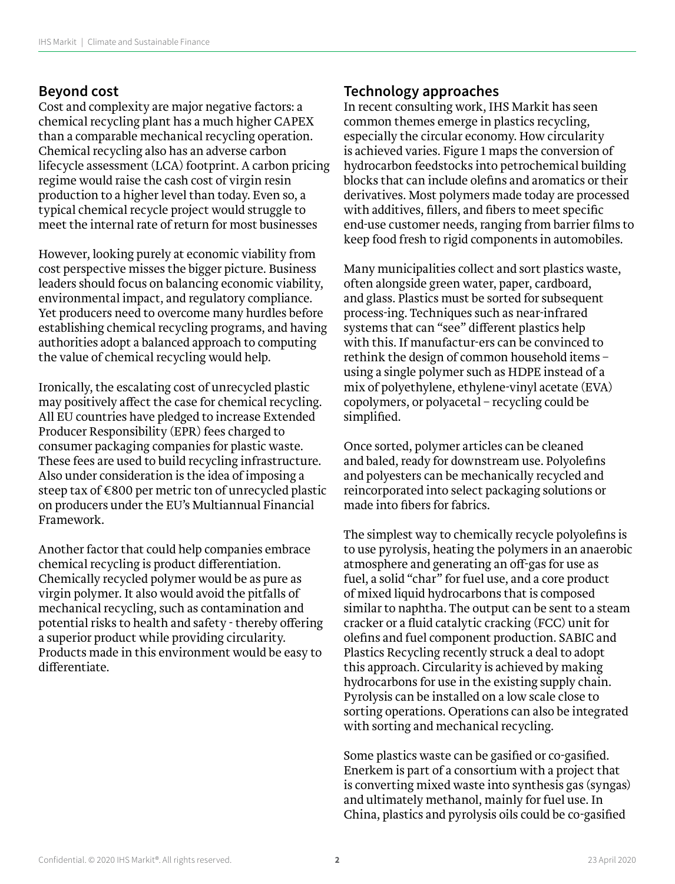## Beyond cost

Cost and complexity are major negative factors: a chemical recycling plant has a much higher CAPEX than a comparable mechanical recycling operation. Chemical recycling also has an adverse carbon lifecycle assessment (LCA) footprint. A carbon pricing regime would raise the cash cost of virgin resin production to a higher level than today. Even so, a typical chemical recycle project would struggle to meet the internal rate of return for most businesses

However, looking purely at economic viability from cost perspective misses the bigger picture. Business leaders should focus on balancing economic viability, environmental impact, and regulatory compliance. Yet producers need to overcome many hurdles before establishing chemical recycling programs, and having authorities adopt a balanced approach to computing the value of chemical recycling would help.

Ironically, the escalating cost of unrecycled plastic may positively affect the case for chemical recycling. All EU countries have pledged to increase Extended Producer Responsibility (EPR) fees charged to consumer packaging companies for plastic waste. These fees are used to build recycling infrastructure. Also under consideration is the idea of imposing a steep tax of €800 per metric ton of unrecycled plastic on producers under the EU's Multiannual Financial Framework.

Another factor that could help companies embrace chemical recycling is product differentiation. Chemically recycled polymer would be as pure as virgin polymer. It also would avoid the pitfalls of mechanical recycling, such as contamination and potential risks to health and safety - thereby offering a superior product while providing circularity. Products made in this environment would be easy to differentiate.

## Technology approaches

In recent consulting work, IHS Markit has seen common themes emerge in plastics recycling, especially the circular economy. How circularity is achieved varies. Figure 1 maps the conversion of hydrocarbon feedstocks into petrochemical building blocks that can include olefins and aromatics or their derivatives. Most polymers made today are processed with additives, fillers, and fibers to meet specific end-use customer needs, ranging from barrier films to keep food fresh to rigid components in automobiles.

Many municipalities collect and sort plastics waste, often alongside green water, paper, cardboard, and glass. Plastics must be sorted for subsequent process-ing. Techniques such as near-infrared systems that can "see" different plastics help with this. If manufactur-ers can be convinced to rethink the design of common household items – using a single polymer such as HDPE instead of a mix of polyethylene, ethylene-vinyl acetate (EVA) copolymers, or polyacetal – recycling could be simplified.

Once sorted, polymer articles can be cleaned and baled, ready for downstream use. Polyolefins and polyesters can be mechanically recycled and reincorporated into select packaging solutions or made into fibers for fabrics.

The simplest way to chemically recycle polyolefins is to use pyrolysis, heating the polymers in an anaerobic atmosphere and generating an off-gas for use as fuel, a solid "char" for fuel use, and a core product of mixed liquid hydrocarbons that is composed similar to naphtha. The output can be sent to a steam cracker or a fluid catalytic cracking (FCC) unit for olefins and fuel component production. SABIC and Plastics Recycling recently struck a deal to adopt this approach. Circularity is achieved by making hydrocarbons for use in the existing supply chain. Pyrolysis can be installed on a low scale close to sorting operations. Operations can also be integrated with sorting and mechanical recycling.

Some plastics waste can be gasified or co-gasified. Enerkem is part of a consortium with a project that is converting mixed waste into synthesis gas (syngas) and ultimately methanol, mainly for fuel use. In China, plastics and pyrolysis oils could be co-gasified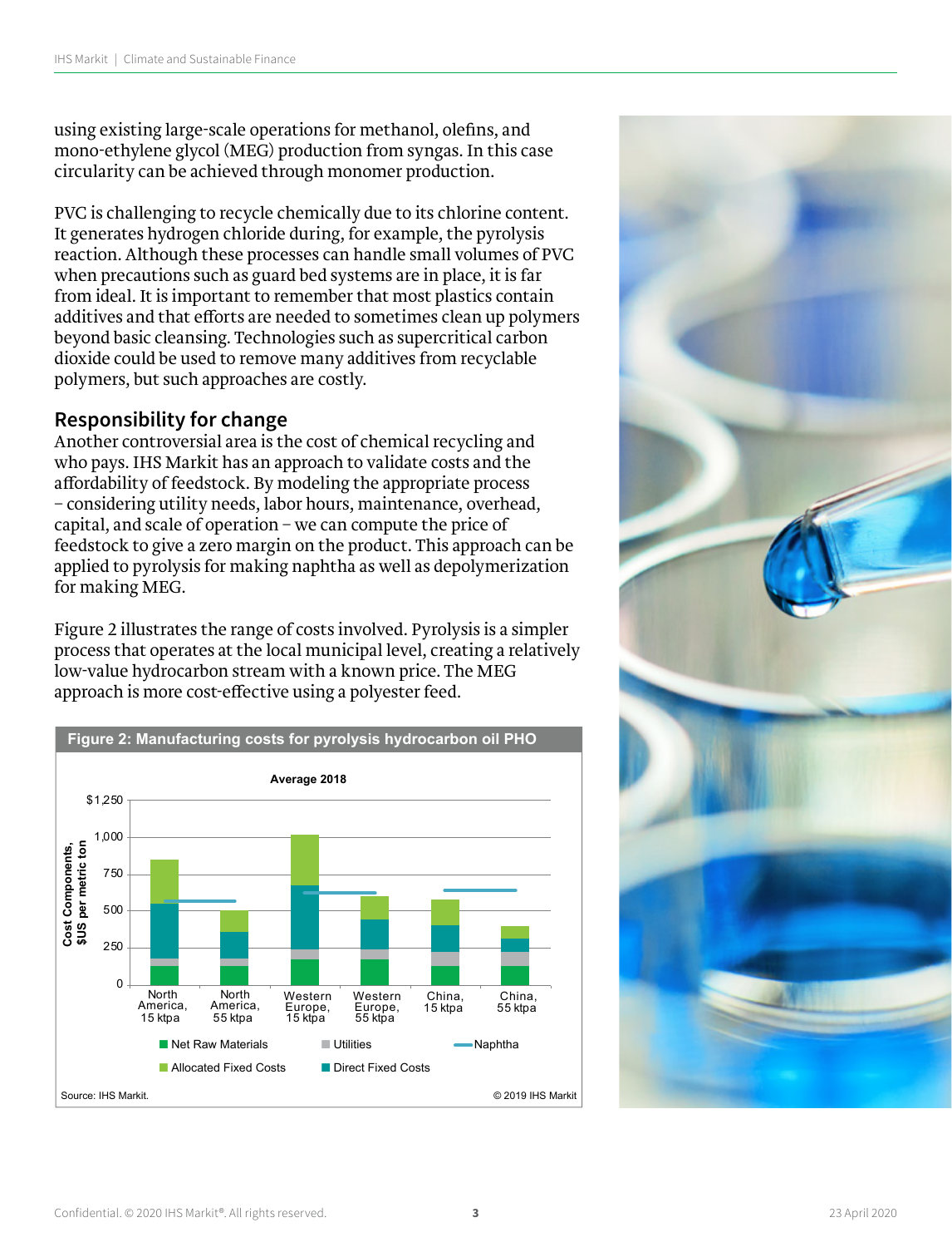using existing large-scale operations for methanol, olefins, and mono-ethylene glycol (MEG) production from syngas. In this case circularity can be achieved through monomer production.

PVC is challenging to recycle chemically due to its chlorine content. It generates hydrogen chloride during, for example, the pyrolysis reaction. Although these processes can handle small volumes of PVC when precautions such as guard bed systems are in place, it is far from ideal. It is important to remember that most plastics contain additives and that efforts are needed to sometimes clean up polymers beyond basic cleansing. Technologies such as supercritical carbon dioxide could be used to remove many additives from recyclable polymers, but such approaches are costly.

## Responsibility for change

Another controversial area is the cost of chemical recycling and who pays. IHS Markit has an approach to validate costs and the affordability of feedstock. By modeling the appropriate process – considering utility needs, labor hours, maintenance, overhead, capital, and scale of operation – we can compute the price of feedstock to give a zero margin on the product. This approach can be applied to pyrolysis for making naphtha as well as depolymerization for making MEG.

Figure 2 illustrates the range of costs involved. Pyrolysis is a simpler process that operates at the local municipal level, creating a relatively low-value hydrocarbon stream with a known price. The MEG approach is more cost-effective using a polyester feed.

**Figure 2: Manufacturing costs for pyrolysis hydrocarbon oil PHO**

Average 2018

Cost Components, $US per metric ton

Categories: North America, 15 ktpa; North America, 55 ktpa; Western Europe, 15 ktpa; Western Europe, 55 ktpa; China, 15 ktpa; China, 55 ktpa

Legend: Net Raw Materials; Utilities; Naphtha; Allocated Fixed Costs; Direct Fixed Costs

Source: IHS Markit.

© 2019 IHS Markit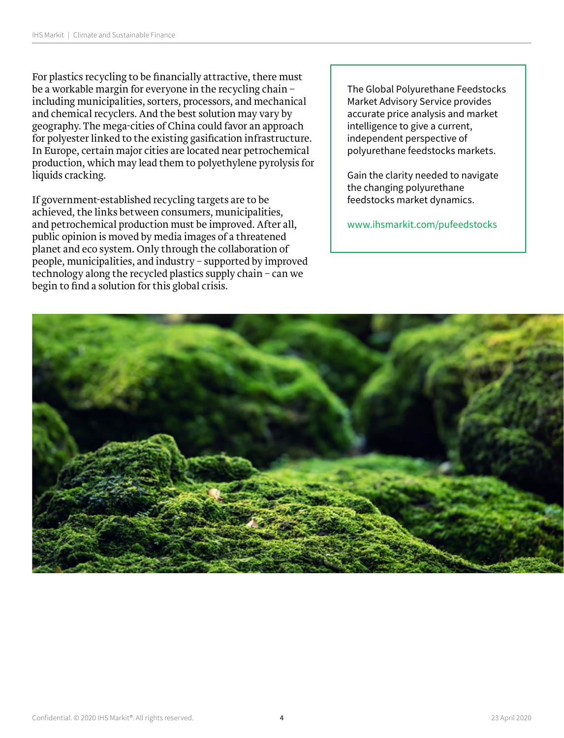For plastics recycling to be financially attractive, there must be a workable margin for everyone in the recycling chain – including municipalities, sorters, processors, and mechanical and chemical recyclers. And the best solution may vary by geography. The mega-cities of China could favor an approach for polyester linked to the existing gasification infrastructure. In Europe, certain major cities are located near petrochemical production, which may lead them to polyethylene pyrolysis for liquids cracking.

If government-established recycling targets are to be achieved, the links between consumers, municipalities, and petrochemical production must be improved. After all, public opinion is moved by media images of a threatened planet and eco system. Only through the collaboration of people, municipalities, and industry – supported by improved technology along the recycled plastics supply chain – can we begin to find a solution for this global crisis.

The Global Polyurethane Feedstocks Market Advisory Service provides accurate price analysis and market intelligence to give a current, independent perspective of polyurethane feedstocks markets.

Gain the clarity needed to navigate the changing polyurethane feedstocks market dynamics.

www.ihsmarkit.com/pufeedstocks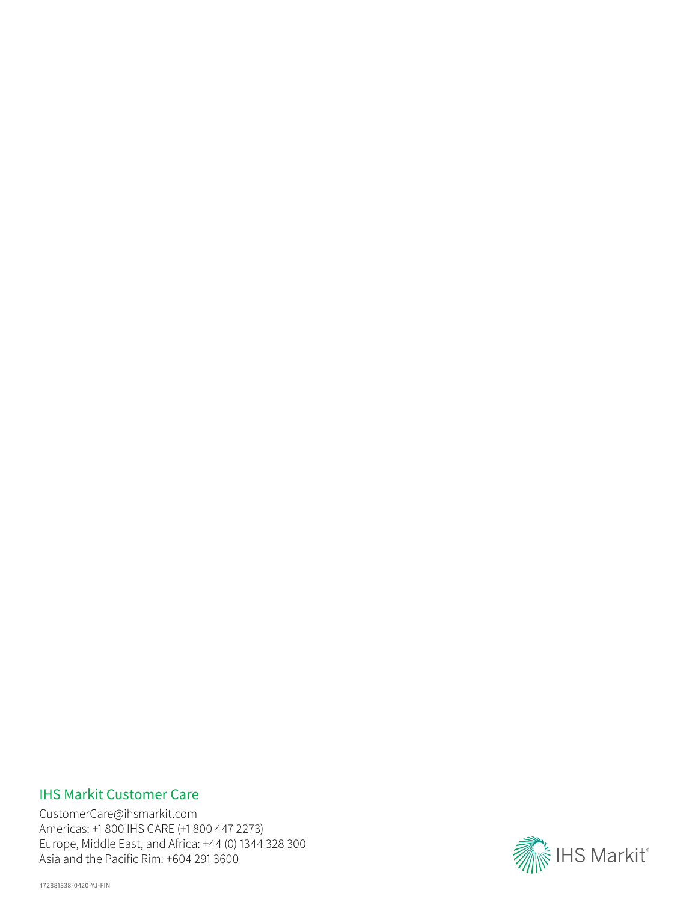## IHS Markit Customer Care

CustomerCare@ihsmarkit.com
Americas: +1 800 IHS CARE (+1 800 447 2273)
Europe, Middle East, and Africa: +44 (0) 1344 328 300
Asia and the Pacific Rim: +604 291 3600

472881338-0420-YJ-FIN